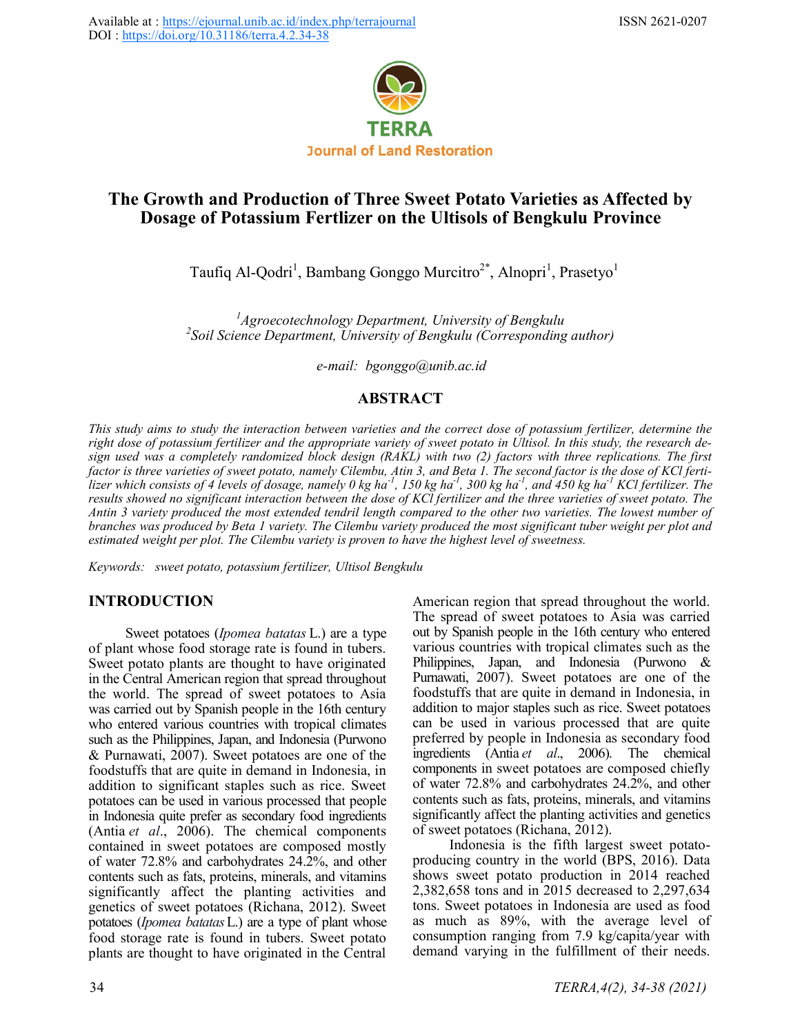Available at : https://ejournal.unib.ac.id/index.php/terrajournal
DOI : https://doi.org/10.31186/terra.4.2.34-38

ISSN 2621-0207

TERRA
Journal of Land Restoration

# The Growth and Production of Three Sweet Potato Varieties as Affected by Dosage of Potassium Fertlizer on the Ultisols of Bengkulu Province

Taufiq Al-Qodri[1], Bambang Gonggo Murcitro[2*], Alnopri[1], Prasetyo[1]

*[1]Agroecotechnology Department, University of Bengkulu*
*[2]Soil Science Department, University of Bengkulu (Corresponding author)*

*e-mail: bgonggo@unib.ac.id*

## ABSTRACT

*This study aims to study the interaction between varieties and the correct dose of potassium fertilizer, determine the right dose of potassium fertilizer and the appropriate variety of sweet potato in Ultisol. In this study, the research design used was a completely randomized block design (RAKL) with two (2) factors with three replications. The first factor is three varieties of sweet potato, namely Cilembu, Atin 3, and Beta 1. The second factor is the dose of KCl fertilizer which consists of 4 levels of dosage, namely 0 kg ha$^{-1}$, 150 kg ha$^{-1}$, 300 kg ha$^{-1}$, and 450 kg ha$^{-1}$ KCl fertilizer. The results showed no significant interaction between the dose of KCl fertilizer and the three varieties of sweet potato. The Antin 3 variety produced the most extended tendril length compared to the other two varieties. The lowest number of branches was produced by Beta 1 variety. The Cilembu variety produced the most significant tuber weight per plot and estimated weight per plot. The Cilembu variety is proven to have the highest level of sweetness.*

*Keywords: sweet potato, potassium fertilizer, Ultisol Bengkulu*

## INTRODUCTION

Sweet potatoes (*Ipomea batatas* L.) are a type of plant whose food storage rate is found in tubers. Sweet potato plants are thought to have originated in the Central American region that spread throughout the world. The spread of sweet potatoes to Asia was carried out by Spanish people in the 16th century who entered various countries with tropical climates such as the Philippines, Japan, and Indonesia (Purwono & Purnawati, 2007). Sweet potatoes are one of the foodstuffs that are quite in demand in Indonesia, in addition to significant staples such as rice. Sweet potatoes can be used in various processed that people in Indonesia quite prefer as secondary food ingredients (Antia *et al*., 2006). The chemical components contained in sweet potatoes are composed mostly of water 72.8% and carbohydrates 24.2%, and other contents such as fats, proteins, minerals, and vitamins significantly affect the planting activities and genetics of sweet potatoes (Richana, 2012). Sweet potatoes (*Ipomea batatas* L.) are a type of plant whose food storage rate is found in tubers. Sweet potato plants are thought to have originated in the Central American region that spread throughout the world. The spread of sweet potatoes to Asia was carried out by Spanish people in the 16th century who entered various countries with tropical climates such as the Philippines, Japan, and Indonesia (Purwono & Purnawati, 2007). Sweet potatoes are one of the foodstuffs that are quite in demand in Indonesia, in addition to major staples such as rice. Sweet potatoes can be used in various processed that are quite preferred by people in Indonesia as secondary food ingredients (Antia *et al*., 2006). The chemical components in sweet potatoes are composed chiefly of water 72.8% and carbohydrates 24.2%, and other contents such as fats, proteins, minerals, and vitamins significantly affect the planting activities and genetics of sweet potatoes (Richana, 2012).

Indonesia is the fifth largest sweet potato-producing country in the world (BPS, 2016). Data shows sweet potato production in 2014 reached 2,382,658 tons and in 2015 decreased to 2,297,634 tons. Sweet potatoes in Indonesia are used as food as much as 89%, with the average level of consumption ranging from 7.9 kg/capita/year with demand varying in the fulfillment of their needs.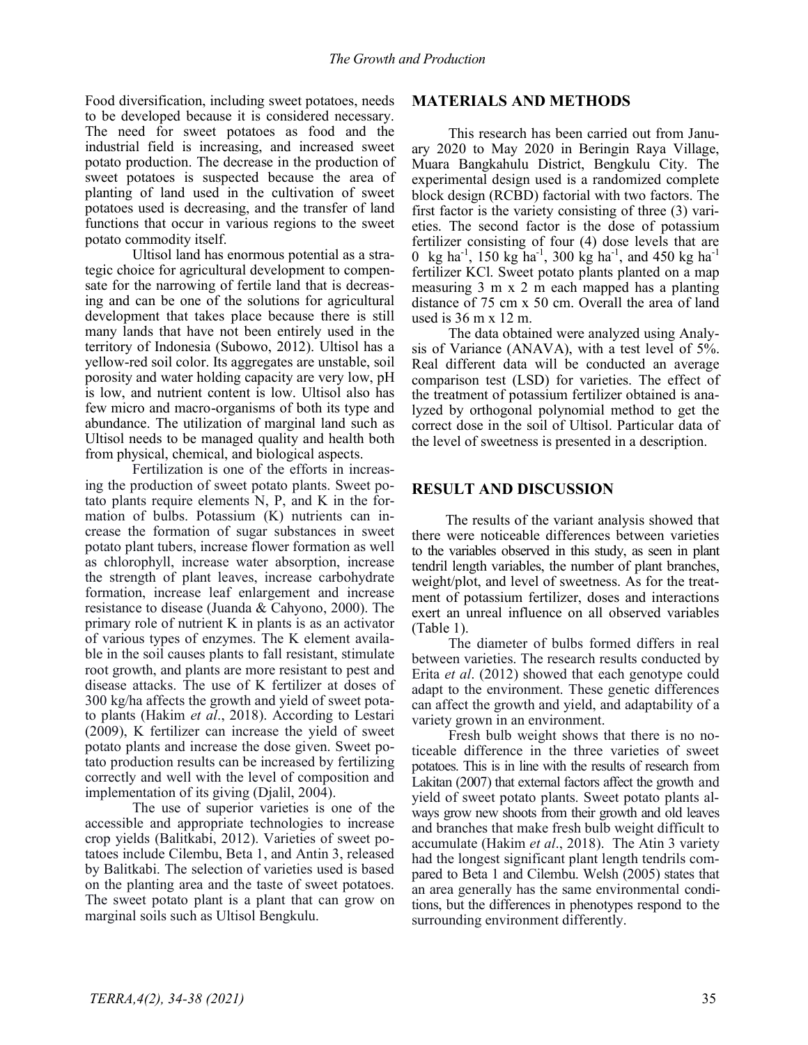Food diversification, including sweet potatoes, needs to be developed because it is considered necessary. The need for sweet potatoes as food and the industrial field is increasing, and increased sweet potato production. The decrease in the production of sweet potatoes is suspected because the area of planting of land used in the cultivation of sweet potatoes used is decreasing, and the transfer of land functions that occur in various regions to the sweet potato commodity itself.

Ultisol land has enormous potential as a strategic choice for agricultural development to compensate for the narrowing of fertile land that is decreasing and can be one of the solutions for agricultural development that takes place because there is still many lands that have not been entirely used in the territory of Indonesia (Subowo, 2012). Ultisol has a yellow-red soil color. Its aggregates are unstable, soil porosity and water holding capacity are very low, pH is low, and nutrient content is low. Ultisol also has few micro and macro-organisms of both its type and abundance. The utilization of marginal land such as Ultisol needs to be managed quality and health both from physical, chemical, and biological aspects.

Fertilization is one of the efforts in increasing the production of sweet potato plants. Sweet potato plants require elements N, P, and K in the formation of bulbs. Potassium (K) nutrients can increase the formation of sugar substances in sweet potato plant tubers, increase flower formation as well as chlorophyll, increase water absorption, increase the strength of plant leaves, increase carbohydrate formation, increase leaf enlargement and increase resistance to disease (Juanda & Cahyono, 2000). The primary role of nutrient K in plants is as an activator of various types of enzymes. The K element available in the soil causes plants to fall resistant, stimulate root growth, and plants are more resistant to pest and disease attacks. The use of K fertilizer at doses of 300 kg/ha affects the growth and yield of sweet potato plants (Hakim *et al*., 2018). According to Lestari (2009), K fertilizer can increase the yield of sweet potato plants and increase the dose given. Sweet potato production results can be increased by fertilizing correctly and well with the level of composition and implementation of its giving (Djalil, 2004).

The use of superior varieties is one of the accessible and appropriate technologies to increase crop yields (Balitkabi, 2012). Varieties of sweet potatoes include Cilembu, Beta 1, and Antin 3, released by Balitkabi. The selection of varieties used is based on the planting area and the taste of sweet potatoes. The sweet potato plant is a plant that can grow on marginal soils such as Ultisol Bengkulu.

## MATERIALS AND METHODS

This research has been carried out from January 2020 to May 2020 in Beringin Raya Village, Muara Bangkahulu District, Bengkulu City. The experimental design used is a randomized complete block design (RCBD) factorial with two factors. The first factor is the variety consisting of three (3) varieties. The second factor is the dose of potassium fertilizer consisting of four (4) dose levels that are 0 kg ha$^{-1}$, 150 kg ha$^{-1}$, 300 kg ha$^{-1}$, and 450 kg ha$^{-1}$ fertilizer KCl. Sweet potato plants planted on a map measuring 3 m x 2 m each mapped has a planting distance of 75 cm x 50 cm. Overall the area of land used is 36 m x 12 m.

The data obtained were analyzed using Analysis of Variance (ANAVA), with a test level of 5%. Real different data will be conducted an average comparison test (LSD) for varieties. The effect of the treatment of potassium fertilizer obtained is analyzed by orthogonal polynomial method to get the correct dose in the soil of Ultisol. Particular data of the level of sweetness is presented in a description.

## RESULT AND DISCUSSION

The results of the variant analysis showed that there were noticeable differences between varieties to the variables observed in this study, as seen in plant tendril length variables, the number of plant branches, weight/plot, and level of sweetness. As for the treatment of potassium fertilizer, doses and interactions exert an unreal influence on all observed variables (Table 1).

The diameter of bulbs formed differs in real between varieties. The research results conducted by Erita *et al*. (2012) showed that each genotype could adapt to the environment. These genetic differences can affect the growth and yield, and adaptability of a variety grown in an environment.

Fresh bulb weight shows that there is no noticeable difference in the three varieties of sweet potatoes. This is in line with the results of research from Lakitan (2007) that external factors affect the growth and yield of sweet potato plants. Sweet potato plants always grow new shoots from their growth and old leaves and branches that make fresh bulb weight difficult to accumulate (Hakim *et al*., 2018). The Atin 3 variety had the longest significant plant length tendrils compared to Beta 1 and Cilembu. Welsh (2005) states that an area generally has the same environmental conditions, but the differences in phenotypes respond to the surrounding environment differently.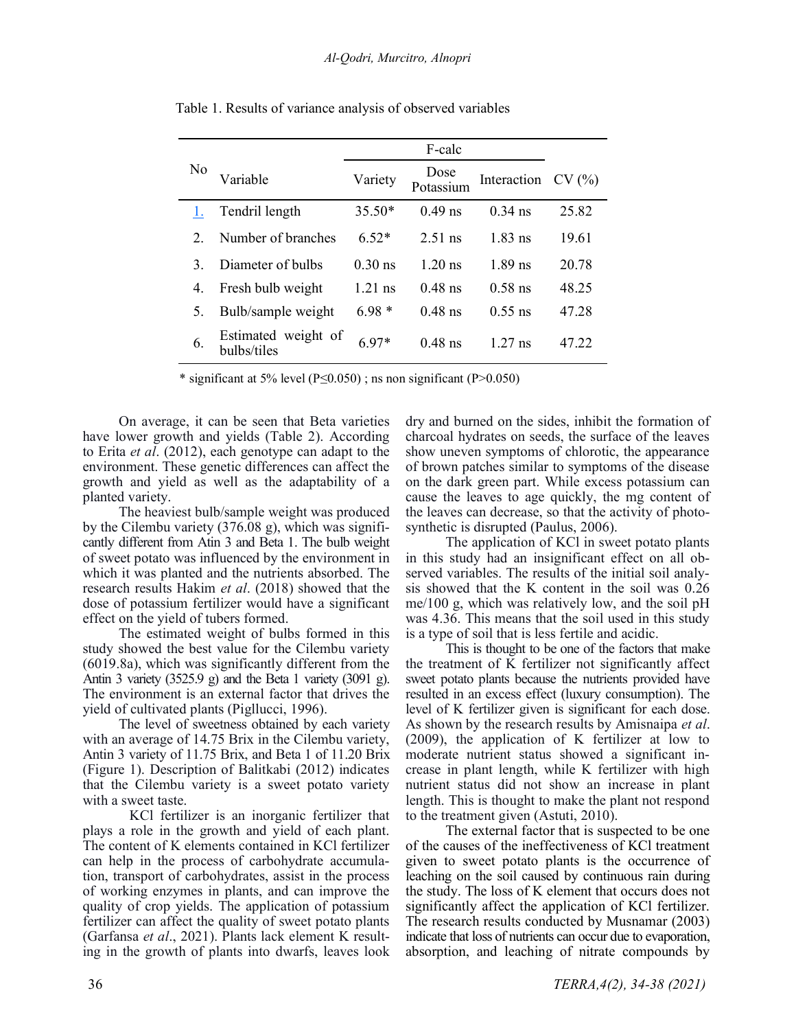Table 1. Results of variance analysis of observed variables

| No | Variable | F-calc | | | CV (%) |
|---|---|---|---|---|---|
| | | Variety | Dose Potassium | Interaction | |
| 1. | Tendril length | 35.50* | 0.49 ns | 0.34 ns | 25.82 |
| 2. | Number of branches | 6.52* | 2.51 ns | 1.83 ns | 19.61 |
| 3. | Diameter of bulbs | 0.30 ns | 1.20 ns | 1.89 ns | 20.78 |
| 4. | Fresh bulb weight | 1.21 ns | 0.48 ns | 0.58 ns | 48.25 |
| 5. | Bulb/sample weight | 6.98 * | 0.48 ns | 0.55 ns | 47.28 |
| 6. | Estimated weight of bulbs/tiles | 6.97* | 0.48 ns | 1.27 ns | 47.22 |

\* significant at 5% level ($P \leq 0.050$) ; ns non significant ($P > 0.050$)

On average, it can be seen that Beta varieties have lower growth and yields (Table 2). According to Erita *et al*. (2012), each genotype can adapt to the environment. These genetic differences can affect the growth and yield as well as the adaptability of a planted variety.

The heaviest bulb/sample weight was produced by the Cilembu variety (376.08 g), which was significantly different from Atin 3 and Beta 1. The bulb weight of sweet potato was influenced by the environment in which it was planted and the nutrients absorbed. The research results Hakim *et al*. (2018) showed that the dose of potassium fertilizer would have a significant effect on the yield of tubers formed.

The estimated weight of bulbs formed in this study showed the best value for the Cilembu variety (6019.8a), which was significantly different from the Antin 3 variety (3525.9 g) and the Beta 1 variety (3091 g). The environment is an external factor that drives the yield of cultivated plants (Pigllucci, 1996).

The level of sweetness obtained by each variety with an average of 14.75 Brix in the Cilembu variety, Antin 3 variety of 11.75 Brix, and Beta 1 of 11.20 Brix (Figure 1). Description of Balitkabi (2012) indicates that the Cilembu variety is a sweet potato variety with a sweet taste.

KCl fertilizer is an inorganic fertilizer that plays a role in the growth and yield of each plant. The content of K elements contained in KCl fertilizer can help in the process of carbohydrate accumulation, transport of carbohydrates, assist in the process of working enzymes in plants, and can improve the quality of crop yields. The application of potassium fertilizer can affect the quality of sweet potato plants (Garfansa *et al*., 2021). Plants lack element K resulting in the growth of plants into dwarfs, leaves look dry and burned on the sides, inhibit the formation of charcoal hydrates on seeds, the surface of the leaves show uneven symptoms of chlorotic, the appearance of brown patches similar to symptoms of the disease on the dark green part. While excess potassium can cause the leaves to age quickly, the mg content of the leaves can decrease, so that the activity of photosynthetic is disrupted (Paulus, 2006).

The application of KCl in sweet potato plants in this study had an insignificant effect on all observed variables. The results of the initial soil analysis showed that the K content in the soil was 0.26 me/100 g, which was relatively low, and the soil pH was 4.36. This means that the soil used in this study is a type of soil that is less fertile and acidic.

This is thought to be one of the factors that make the treatment of K fertilizer not significantly affect sweet potato plants because the nutrients provided have resulted in an excess effect (luxury consumption). The level of K fertilizer given is significant for each dose. As shown by the research results by Amisnaipa *et al*. (2009), the application of K fertilizer at low to moderate nutrient status showed a significant increase in plant length, while K fertilizer with high nutrient status did not show an increase in plant length. This is thought to make the plant not respond to the treatment given (Astuti, 2010).

The external factor that is suspected to be one of the causes of the ineffectiveness of KCl treatment given to sweet potato plants is the occurrence of leaching on the soil caused by continuous rain during the study. The loss of K element that occurs does not significantly affect the application of KCl fertilizer. The research results conducted by Musnamar (2003) indicate that loss of nutrients can occur due to evaporation, absorption, and leaching of nitrate compounds by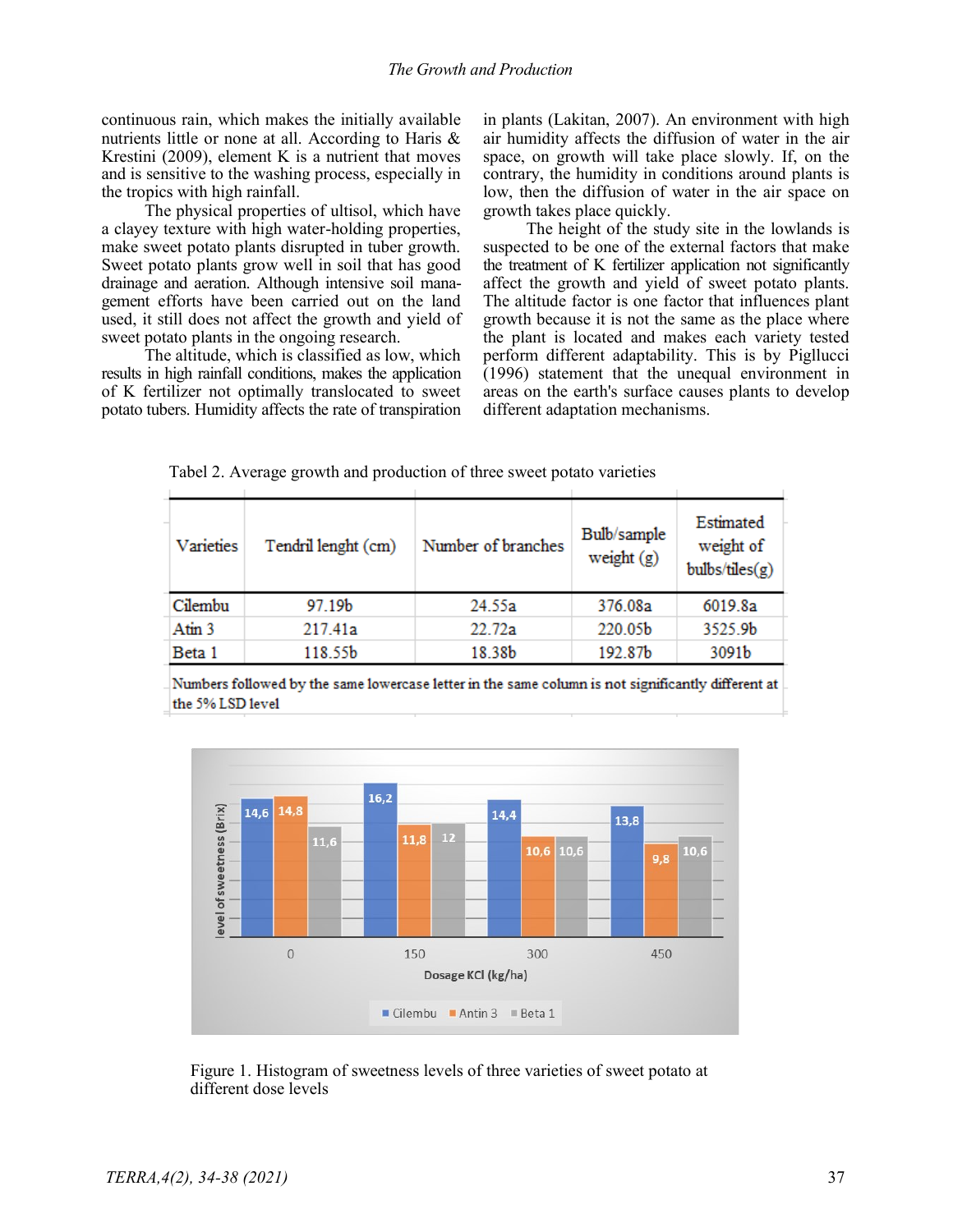continuous rain, which makes the initially available nutrients little or none at all. According to Haris & Krestini (2009), element K is a nutrient that moves and is sensitive to the washing process, especially in the tropics with high rainfall.

The physical properties of ultisol, which have a clayey texture with high water-holding properties, make sweet potato plants disrupted in tuber growth. Sweet potato plants grow well in soil that has good drainage and aeration. Although intensive soil management efforts have been carried out on the land used, it still does not affect the growth and yield of sweet potato plants in the ongoing research.

The altitude, which is classified as low, which results in high rainfall conditions, makes the application of K fertilizer not optimally translocated to sweet potato tubers. Humidity affects the rate of transpiration in plants (Lakitan, 2007). An environment with high air humidity affects the diffusion of water in the air space, on growth will take place slowly. If, on the contrary, the humidity in conditions around plants is low, then the diffusion of water in the air space on growth takes place quickly.

The height of the study site in the lowlands is suspected to be one of the external factors that make the treatment of K fertilizer application not significantly affect the growth and yield of sweet potato plants. The altitude factor is one factor that influences plant growth because it is not the same as the place where the plant is located and makes each variety tested perform different adaptability. This is by Pigllucci (1996) statement that the unequal environment in areas on the earth's surface causes plants to develop different adaptation mechanisms.

Tabel 2. Average growth and production of three sweet potato varieties

| Varieties | Tendril lenght (cm) | Number of branches | Bulb/sample weight (g) | Estimated weight of bulbs/tiles(g) |
|---|---|---|---|---|
| Cilembu | 97.19b | 24.55a | 376.08a | 6019.8a |
| Atin 3 | 217.41a | 22.72a | 220.05b | 3525.9b |
| Beta 1 | 118.55b | 18.38b | 192.87b | 3091b |

Numbers followed by the same lowercase letter in the same column is not significantly different at the 5% LSD level

| Dosage KCl (kg/ha) | Cilembu | Antin 3 | Beta 1 |
|---|---|---|---|
| 0 | 14,6 | 14,8 | 11,6 |
| 150 | 16,2 | 11,8 | 12 |
| 300 | 14,4 | 10,6 | 10,6 |
| 450 | 13,8 | 9,8 | 10,6 |

Figure 1. Histogram of sweetness levels of three varieties of sweet potato at different dose levels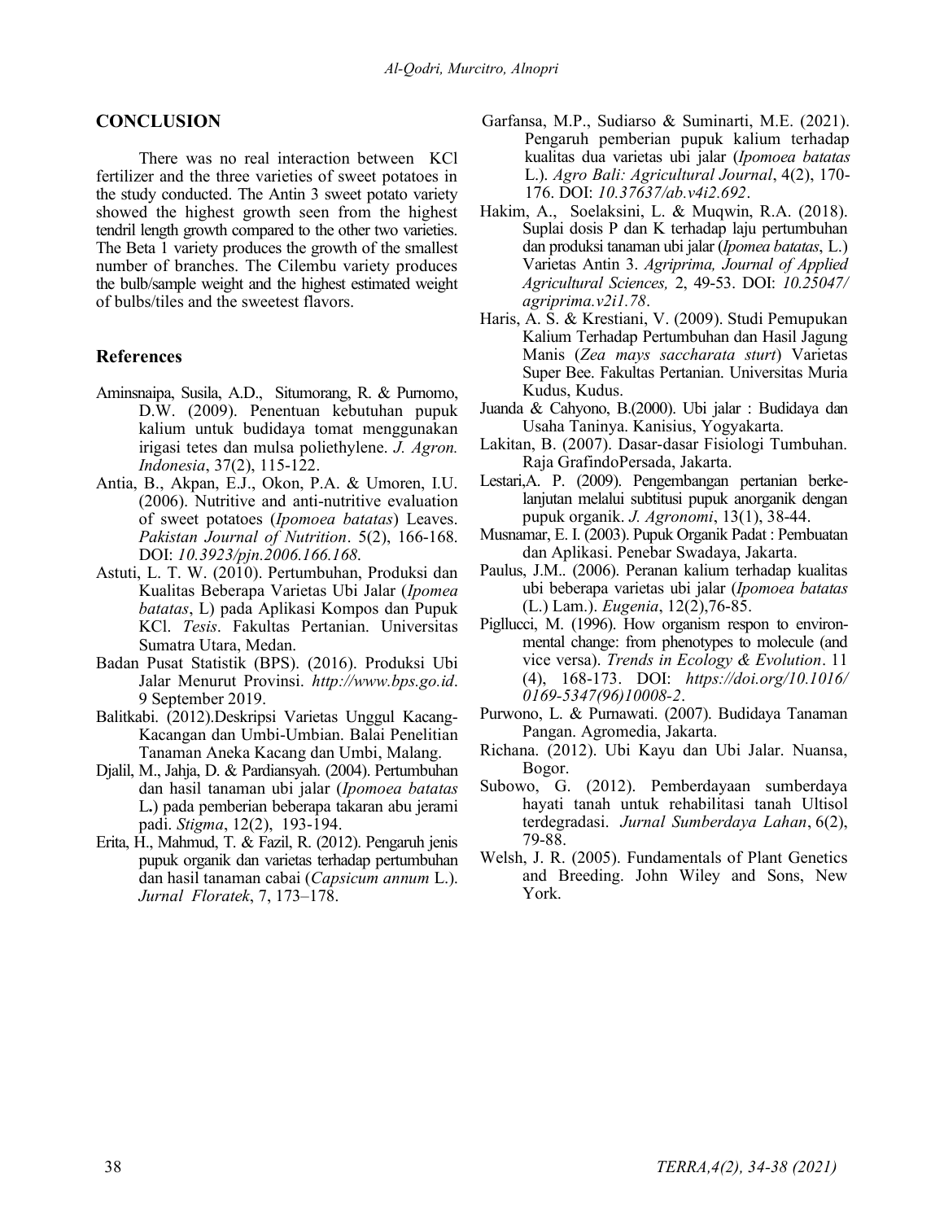## CONCLUSION

There was no real interaction between KCl fertilizer and the three varieties of sweet potatoes in the study conducted. The Antin 3 sweet potato variety showed the highest growth seen from the highest tendril length growth compared to the other two varieties. The Beta 1 variety produces the growth of the smallest number of branches. The Cilembu variety produces the bulb/sample weight and the highest estimated weight of bulbs/tiles and the sweetest flavors.

## References

Aminsnaipa, Susila, A.D., Situmorang, R. & Purnomo, D.W. (2009). Penentuan kebutuhan pupuk kalium untuk budidaya tomat menggunakan irigasi tetes dan mulsa poliethylene. *J. Agron. Indonesia*, 37(2), 115-122.

Antia, B., Akpan, E.J., Okon, P.A. & Umoren, I.U. (2006). Nutritive and anti-nutritive evaluation of sweet potatoes (*Ipomoea batatas*) Leaves. *Pakistan Journal of Nutrition*. 5(2), 166-168. DOI: *10.3923/pjn.2006.166.168*.

Astuti, L. T. W. (2010). Pertumbuhan, Produksi dan Kualitas Beberapa Varietas Ubi Jalar (*Ipomea batatas*, L) pada Aplikasi Kompos dan Pupuk KCl. *Tesis*. Fakultas Pertanian. Universitas Sumatra Utara, Medan.

Badan Pusat Statistik (BPS). (2016). Produksi Ubi Jalar Menurut Provinsi. *http://www.bps.go.id*. 9 September 2019.

Balitkabi. (2012).Deskripsi Varietas Unggul Kacang-Kacangan dan Umbi-Umbian. Balai Penelitian Tanaman Aneka Kacang dan Umbi, Malang.

Djalil, M., Jahja, D. & Pardiansyah. (2004). Pertumbuhan dan hasil tanaman ubi jalar (*Ipomoea batatas* L**.**) pada pemberian beberapa takaran abu jerami padi. *Stigma*, 12(2), 193-194.

Erita, H., Mahmud, T. & Fazil, R. (2012). Pengaruh jenis pupuk organik dan varietas terhadap pertumbuhan dan hasil tanaman cabai (*Capsicum annum* L.). *Jurnal Floratek*, 7, 173–178.

Garfansa, M.P., Sudiarso & Suminarti, M.E. (2021). Pengaruh pemberian pupuk kalium terhadap kualitas dua varietas ubi jalar (*Ipomoea batatas* L.). *Agro Bali: Agricultural Journal*, 4(2), 170-176. DOI: *10.37637/ab.v4i2.692*.

Hakim, A., Soelaksini, L. & Muqwin, R.A. (2018). Suplai dosis P dan K terhadap laju pertumbuhan dan produksi tanaman ubi jalar (*Ipomea batatas*, L.) Varietas Antin 3. *Agriprima, Journal of Applied Agricultural Sciences,* 2, 49-53. DOI: *10.25047/agriprima.v2i1.78*.

Haris, A. S. & Krestiani, V. (2009). Studi Pemupukan Kalium Terhadap Pertumbuhan dan Hasil Jagung Manis (*Zea mays saccharata sturt*) Varietas Super Bee. Fakultas Pertanian. Universitas Muria Kudus, Kudus.

Juanda & Cahyono, B.(2000). Ubi jalar : Budidaya dan Usaha Taninya. Kanisius, Yogyakarta.

Lakitan, B. (2007). Dasar-dasar Fisiologi Tumbuhan. Raja GrafindoPersada, Jakarta.

Lestari,A. P. (2009). Pengembangan pertanian berkelanjutan melalui subtitusi pupuk anorganik dengan pupuk organik. *J. Agronomi*, 13(1), 38-44.

Musnamar, E. I. (2003). Pupuk Organik Padat : Pembuatan dan Aplikasi. Penebar Swadaya, Jakarta.

Paulus, J.M.. (2006). Peranan kalium terhadap kualitas ubi beberapa varietas ubi jalar (*Ipomoea batatas* (L.) Lam.). *Eugenia*, 12(2),76-85.

Pigllucci, M. (1996). How organism respon to environmental change: from phenotypes to molecule (and vice versa). *Trends in Ecology & Evolution*. 11 (4), 168-173. DOI: *https://doi.org/10.1016/0169-5347(96)10008-2*.

Purwono, L. & Purnawati. (2007). Budidaya Tanaman Pangan. Agromedia, Jakarta.

Richana. (2012). Ubi Kayu dan Ubi Jalar. Nuansa, Bogor.

Subowo, G. (2012). Pemberdayaan sumberdaya hayati tanah untuk rehabilitasi tanah Ultisol terdegradasi. *Jurnal Sumberdaya Lahan*, 6(2), 79-88.

Welsh, J. R. (2005). Fundamentals of Plant Genetics and Breeding. John Wiley and Sons, New York.